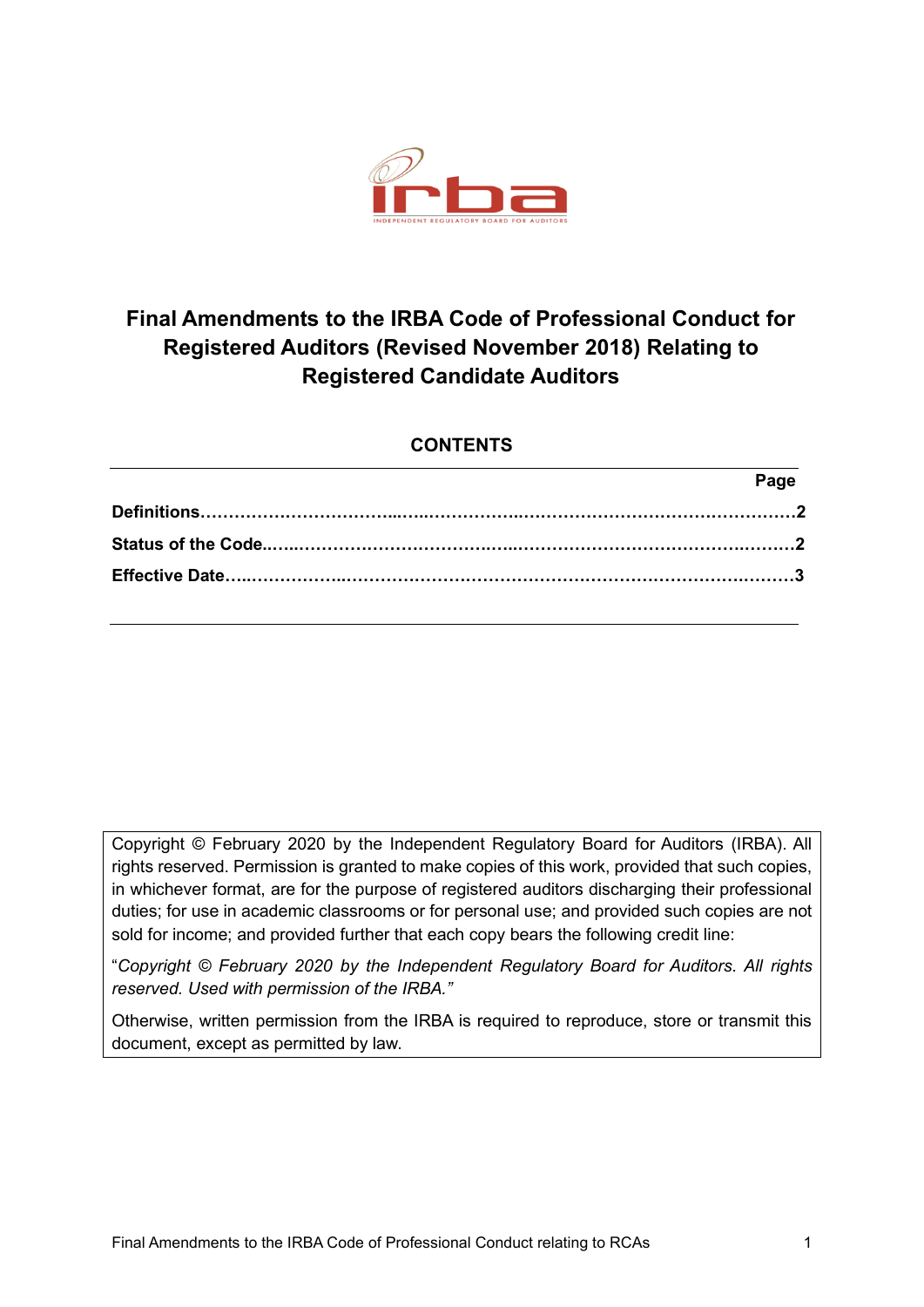# Final Amendments to the IRBA Code of Professional Conduct for Registered Auditors (Revised November 2018) Relating to Registered Candidate Auditors

## CONTENTS

| | Page |
|---|---|
| **Definitions** | **2** |
| **Status of the Code** | **2** |
| **Effective Date** | **3** |

Copyright © February 2020 by the Independent Regulatory Board for Auditors (IRBA). All rights reserved. Permission is granted to make copies of this work, provided that such copies, in whichever format, are for the purpose of registered auditors discharging their professional duties; for use in academic classrooms or for personal use; and provided such copies are not sold for income; and provided further that each copy bears the following credit line:

"*Copyright © February 2020 by the Independent Regulatory Board for Auditors. All rights reserved. Used with permission of the IRBA.*"

Otherwise, written permission from the IRBA is required to reproduce, store or transmit this document, except as permitted by law.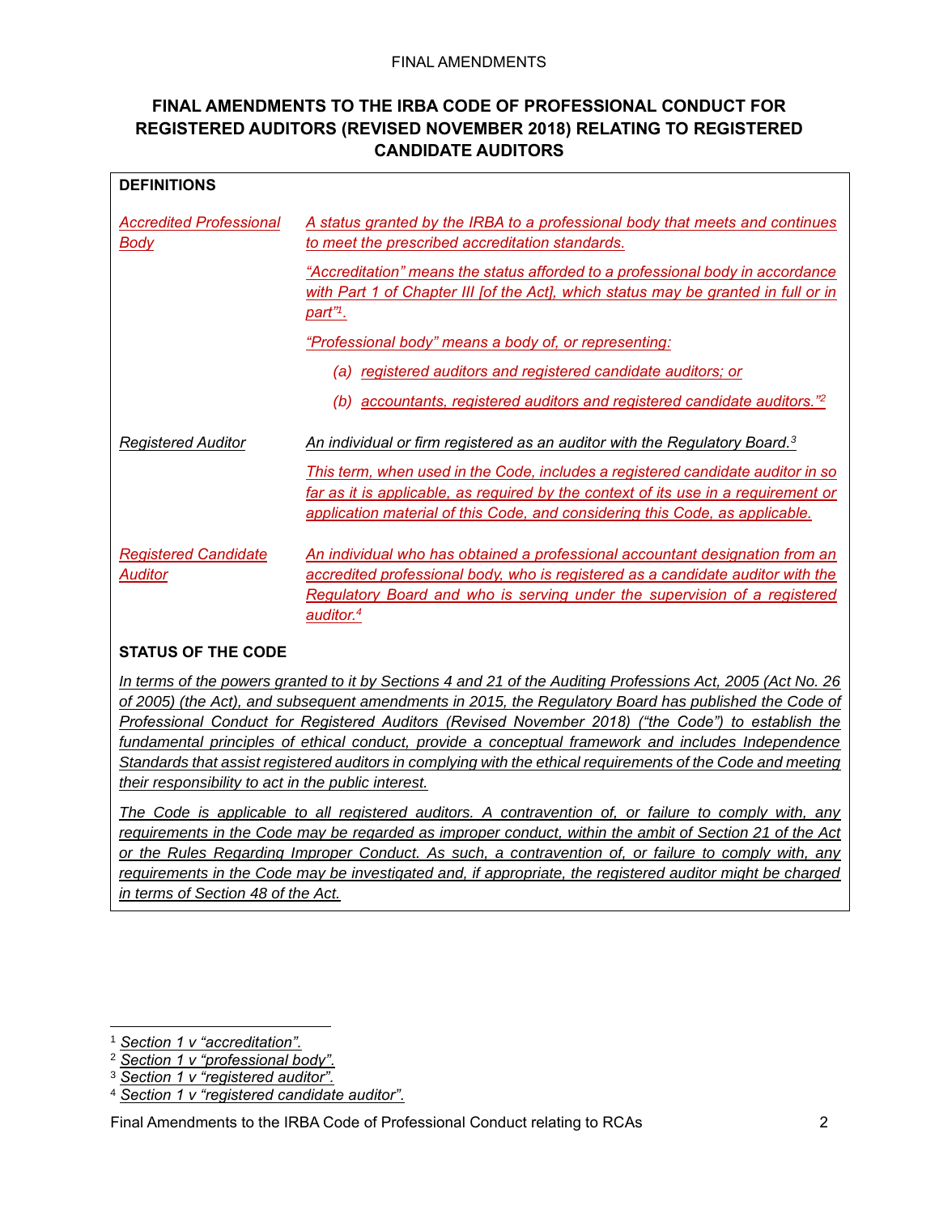FINAL AMENDMENTS

# FINAL AMENDMENTS TO THE IRBA CODE OF PROFESSIONAL CONDUCT FOR REGISTERED AUDITORS (REVISED NOVEMBER 2018) RELATING TO REGISTERED CANDIDATE AUDITORS

## DEFINITIONS

| Term | Definition |
|---|---|
| *Accredited Professional Body* | *A status granted by the IRBA to a professional body that meets and continues to meet the prescribed accreditation standards.* <br><br> *"Accreditation" means the status afforded to a professional body in accordance with Part 1 of Chapter III [of the Act], which status may be granted in full or in part"*[1]*.* <br><br> *"Professional body" means a body of, or representing:* <br> *(a) registered auditors and registered candidate auditors; or* <br> *(b) accountants, registered auditors and registered candidate auditors."*[2] |
| *Registered Auditor* | *An individual or firm registered as an auditor with the Regulatory Board.*[3] <br><br> *This term, when used in the Code, includes a registered candidate auditor in so far as it is applicable, as required by the context of its use in a requirement or application material of this Code, and considering this Code, as applicable.* |
| *Registered Candidate Auditor* | *An individual who has obtained a professional accountant designation from an accredited professional body, who is registered as a candidate auditor with the Regulatory Board and who is serving under the supervision of a registered auditor.*[4] |

## STATUS OF THE CODE

*In terms of the powers granted to it by Sections 4 and 21 of the Auditing Professions Act, 2005 (Act No. 26 of 2005) (the Act), and subsequent amendments in 2015, the Regulatory Board has published the Code of Professional Conduct for Registered Auditors (Revised November 2018) ("the Code") to establish the fundamental principles of ethical conduct, provide a conceptual framework and includes Independence Standards that assist registered auditors in complying with the ethical requirements of the Code and meeting their responsibility to act in the public interest.*

*The Code is applicable to all registered auditors. A contravention of, or failure to comply with, any requirements in the Code may be regarded as improper conduct, within the ambit of Section 21 of the Act or the Rules Regarding Improper Conduct. As such, a contravention of, or failure to comply with, any requirements in the Code may be investigated and, if appropriate, the registered auditor might be charged in terms of Section 48 of the Act.*

---

[1] *Section 1 v "accreditation".*
[2] *Section 1 v "professional body".*
[3] *Section 1 v "registered auditor".*
[4] *Section 1 v "registered candidate auditor".*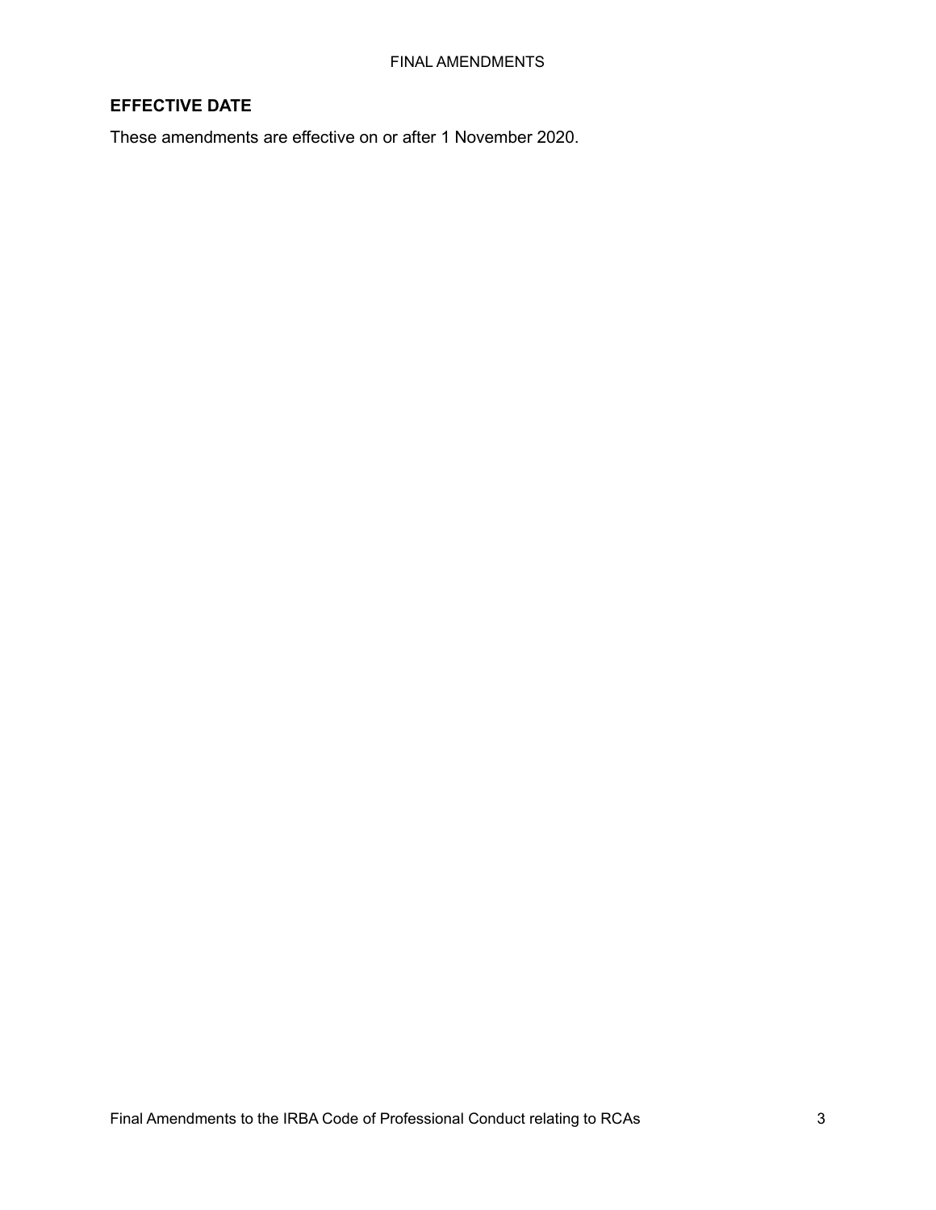## EFFECTIVE DATE

These amendments are effective on or after 1 November 2020.